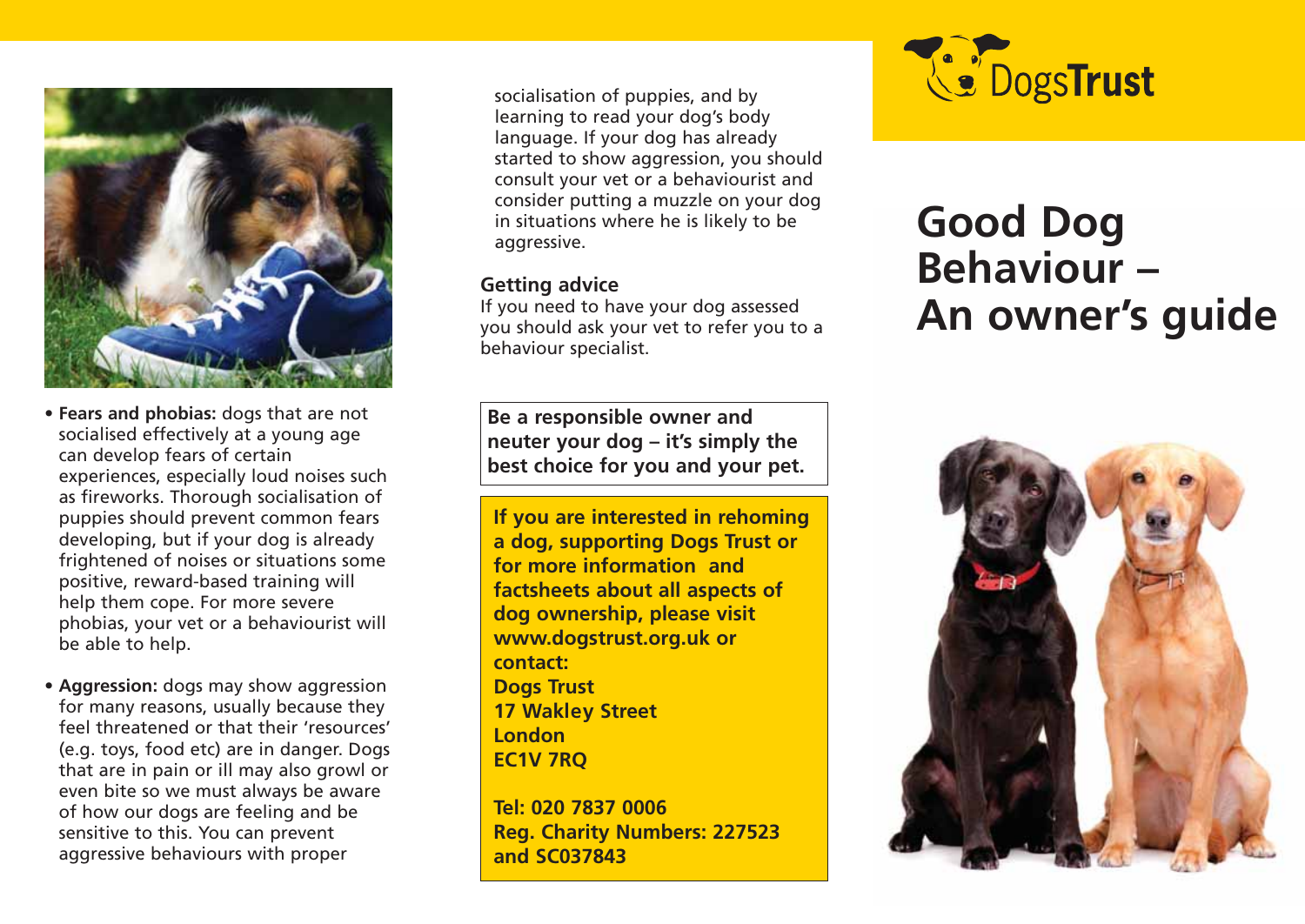- **Fears and phobias:** dogs that are not socialised effectively at a young age can develop fears of certain experiences, especially loud noises such as fireworks. Thorough socialisation of puppies should prevent common fears developing, but if your dog is already frightened of noises or situations some positive, reward-based training will help them cope. For more severe phobias, your vet or a behaviourist will be able to help.

- **Aggression:** dogs may show aggression for many reasons, usually because they feel threatened or that their 'resources' (e.g. toys, food etc) are in danger. Dogs that are in pain or ill may also growl or even bite so we must always be aware of how our dogs are feeling and be sensitive to this. You can prevent aggressive behaviours with proper socialisation of puppies, and by learning to read your dog's body language. If your dog has already started to show aggression, you should consult your vet or a behaviourist and consider putting a muzzle on your dog in situations where he is likely to be aggressive.

## Getting advice

If you need to have your dog assessed you should ask your vet to refer you to a behaviour specialist.

**Be a responsible owner and neuter your dog – it's simply the best choice for you and your pet.**

**If you are interested in rehoming a dog, supporting Dogs Trust or for more information and factsheets about all aspects of dog ownership, please visit www.dogstrust.org.uk or contact:**
**Dogs Trust**
**17 Wakley Street**
**London**
**EC1V 7RQ**

**Tel: 020 7837 0006**
**Reg. Charity Numbers: 227523 and SC037843**

DogsTrust

# Good Dog Behaviour – An owner's guide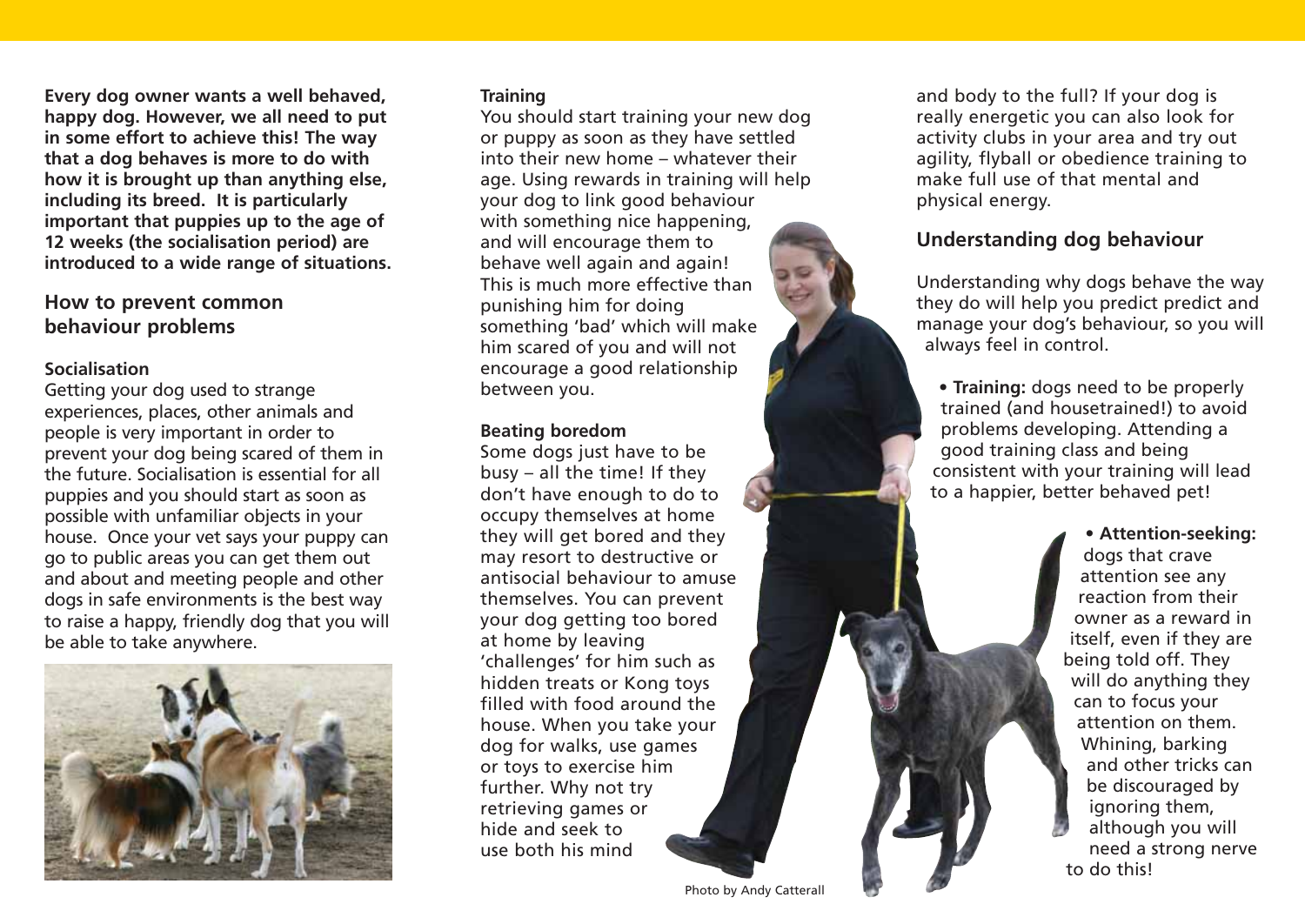**Every dog owner wants a well behaved, happy dog. However, we all need to put in some effort to achieve this! The way that a dog behaves is more to do with how it is brought up than anything else, including its breed. It is particularly important that puppies up to the age of 12 weeks (the socialisation period) are introduced to a wide range of situations.**

## How to prevent common behaviour problems

### Socialisation

Getting your dog used to strange experiences, places, other animals and people is very important in order to prevent your dog being scared of them in the future. Socialisation is essential for all puppies and you should start as soon as possible with unfamiliar objects in your house. Once your vet says your puppy can go to public areas you can get them out and about and meeting people and other dogs in safe environments is the best way to raise a happy, friendly dog that you will be able to take anywhere.

### Training

You should start training your new dog or puppy as soon as they have settled into their new home – whatever their age. Using rewards in training will help your dog to link good behaviour with something nice happening, and will encourage them to behave well again and again! This is much more effective than punishing him for doing something 'bad' which will make him scared of you and will not encourage a good relationship between you.

### Beating boredom

Some dogs just have to be busy – all the time! If they don't have enough to do to occupy themselves at home they will get bored and they may resort to destructive or antisocial behaviour to amuse themselves. You can prevent your dog getting too bored at home by leaving 'challenges' for him such as hidden treats or Kong toys filled with food around the house. When you take your dog for walks, use games or toys to exercise him further. Why not try retrieving games or hide and seek to use both his mind and body to the full? If your dog is really energetic you can also look for activity clubs in your area and try out agility, flyball or obedience training to make full use of that mental and physical energy.

Photo by Andy Catterall

## Understanding dog behaviour

Understanding why dogs behave the way they do will help you predict predict and manage your dog's behaviour, so you will always feel in control.

- **Training:** dogs need to be properly trained (and housetrained!) to avoid problems developing. Attending a good training class and being consistent with your training will lead to a happier, better behaved pet!

- **Attention-seeking:** dogs that crave attention see any reaction from their owner as a reward in itself, even if they are being told off. They will do anything they can to focus your attention on them. Whining, barking and other tricks can be discouraged by ignoring them, although you will need a strong nerve to do this!